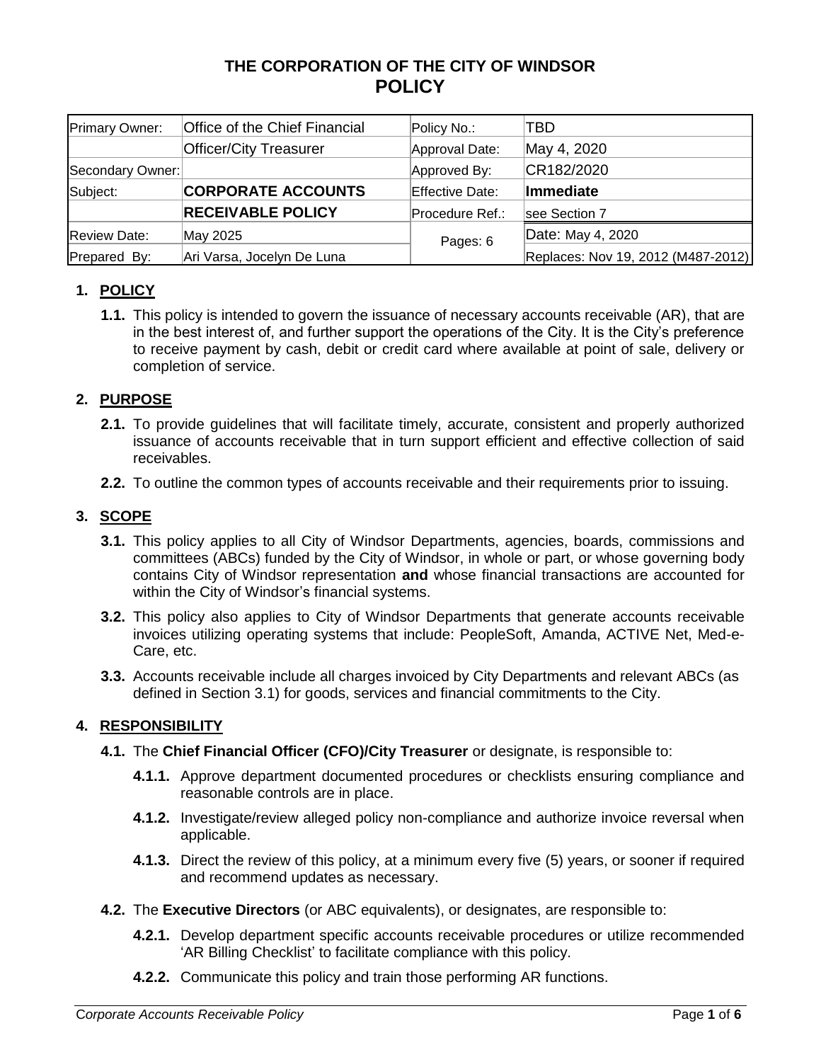# THE CORPORATION OF THE CITY OF WINDSOR
# POLICY

| Primary Owner: | Office of the Chief Financial Officer/City Treasurer | Policy No.: | TBD |
|---|---|---|---|
| | | Approval Date: | May 4, 2020 |
| Secondary Owner: | | Approved By: | CR182/2020 |
| Subject: | **CORPORATE ACCOUNTS RECEIVABLE POLICY** | Effective Date: | **Immediate** |
| | | Procedure Ref.: | see Section 7 |
| Review Date: | May 2025 | Pages: 6 | Date: May 4, 2020 |
| Prepared By: | Ari Varsa, Jocelyn De Luna | | Replaces: Nov 19, 2012 (M487-2012) |

## 1. POLICY

**1.1.** This policy is intended to govern the issuance of necessary accounts receivable (AR), that are in the best interest of, and further support the operations of the City. It is the City's preference to receive payment by cash, debit or credit card where available at point of sale, delivery or completion of service.

## 2. PURPOSE

**2.1.** To provide guidelines that will facilitate timely, accurate, consistent and properly authorized issuance of accounts receivable that in turn support efficient and effective collection of said receivables.

**2.2.** To outline the common types of accounts receivable and their requirements prior to issuing.

## 3. SCOPE

**3.1.** This policy applies to all City of Windsor Departments, agencies, boards, commissions and committees (ABCs) funded by the City of Windsor, in whole or in part, or whose governing body contains City of Windsor representation **and** whose financial transactions are accounted for within the City of Windsor's financial systems.

**3.2.** This policy also applies to City of Windsor Departments that generate accounts receivable invoices utilizing operating systems that include: PeopleSoft, Amanda, ACTIVE Net, Med-e-Care, etc.

**3.3.** Accounts receivable include all charges invoiced by City Departments and relevant ABCs (as defined in Section 3.1) for goods, services and financial commitments to the City.

## 4. RESPONSIBILITY

**4.1.** The **Chief Financial Officer (CFO)/City Treasurer** or designate, is responsible to:

**4.1.1.** Approve department documented procedures or checklists ensuring compliance and reasonable controls are in place.

**4.1.2.** Investigate/review alleged policy non-compliance and authorize invoice reversal when applicable.

**4.1.3.** Direct the review of this policy, at a minimum every five (5) years, or sooner if required and recommend updates as necessary.

**4.2.** The **Executive Directors** (or ABC equivalents), or designates, are responsible to:

**4.2.1.** Develop department specific accounts receivable procedures or utilize recommended 'AR Billing Checklist' to facilitate compliance with this policy.

**4.2.2.** Communicate this policy and train those performing AR functions.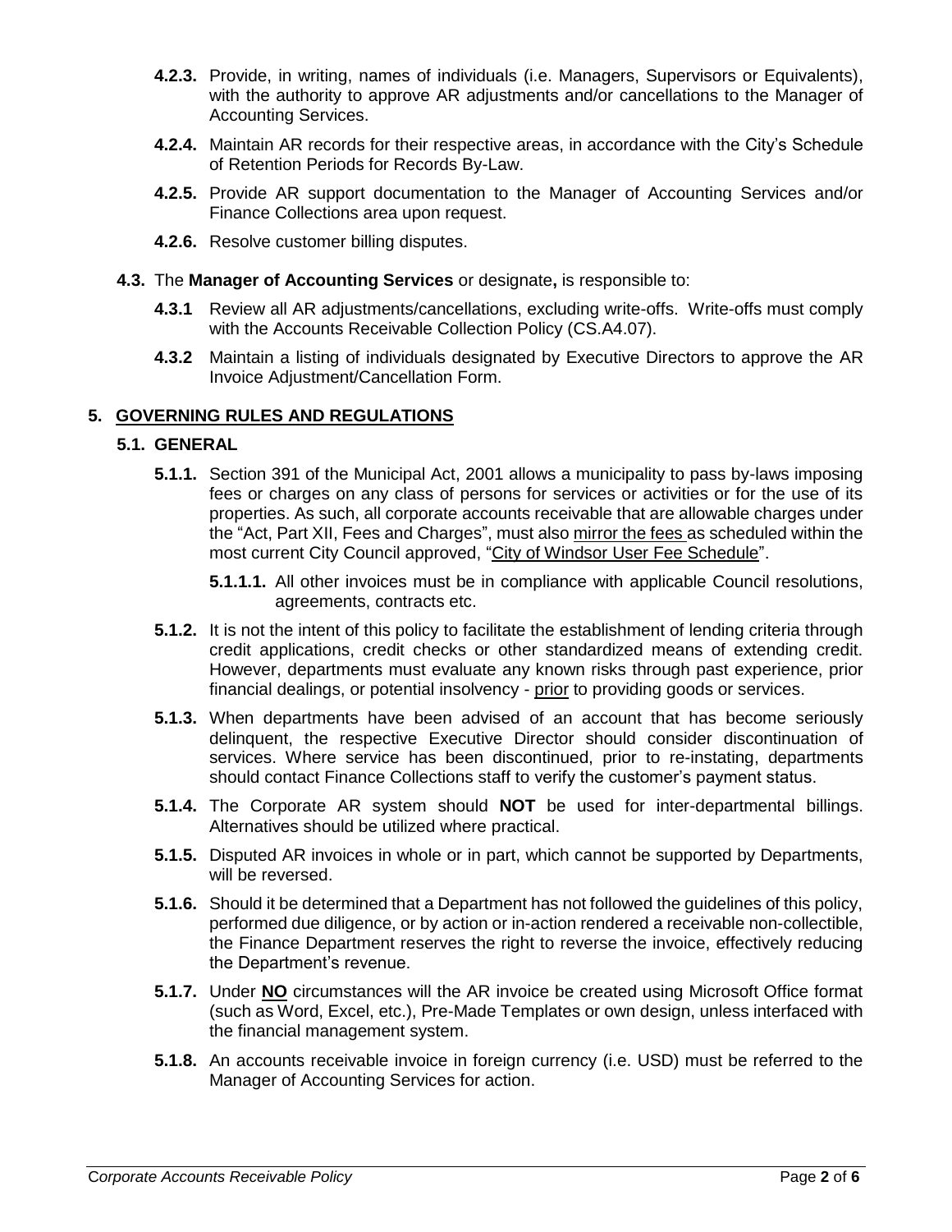**4.2.3.** Provide, in writing, names of individuals (i.e. Managers, Supervisors or Equivalents), with the authority to approve AR adjustments and/or cancellations to the Manager of Accounting Services.

**4.2.4.** Maintain AR records for their respective areas, in accordance with the City's Schedule of Retention Periods for Records By-Law.

**4.2.5.** Provide AR support documentation to the Manager of Accounting Services and/or Finance Collections area upon request.

**4.2.6.** Resolve customer billing disputes.

**4.3.** The **Manager of Accounting Services** or designate**,** is responsible to:

**4.3.1** Review all AR adjustments/cancellations, excluding write-offs. Write-offs must comply with the Accounts Receivable Collection Policy (CS.A4.07).

**4.3.2** Maintain a listing of individuals designated by Executive Directors to approve the AR Invoice Adjustment/Cancellation Form.

## 5. GOVERNING RULES AND REGULATIONS

### 5.1. GENERAL

**5.1.1.** Section 391 of the Municipal Act, 2001 allows a municipality to pass by-laws imposing fees or charges on any class of persons for services or activities or for the use of its properties. As such, all corporate accounts receivable that are allowable charges under the "Act, Part XII, Fees and Charges", must also <u>mirror the fees</u> as scheduled within the most current City Council approved, "<u>City of Windsor User Fee Schedule</u>".

**5.1.1.1.** All other invoices must be in compliance with applicable Council resolutions, agreements, contracts etc.

**5.1.2.** It is not the intent of this policy to facilitate the establishment of lending criteria through credit applications, credit checks or other standardized means of extending credit. However, departments must evaluate any known risks through past experience, prior financial dealings, or potential insolvency - <u>prior</u> to providing goods or services.

**5.1.3.** When departments have been advised of an account that has become seriously delinquent, the respective Executive Director should consider discontinuation of services. Where service has been discontinued, prior to re-instating, departments should contact Finance Collections staff to verify the customer's payment status.

**5.1.4.** The Corporate AR system should **NOT** be used for inter-departmental billings. Alternatives should be utilized where practical.

**5.1.5.** Disputed AR invoices in whole or in part, which cannot be supported by Departments, will be reversed.

**5.1.6.** Should it be determined that a Department has not followed the guidelines of this policy, performed due diligence, or by action or in-action rendered a receivable non-collectible, the Finance Department reserves the right to reverse the invoice, effectively reducing the Department's revenue.

**5.1.7.** Under <u>**NO**</u> circumstances will the AR invoice be created using Microsoft Office format (such as Word, Excel, etc.), Pre-Made Templates or own design, unless interfaced with the financial management system.

**5.1.8.** An accounts receivable invoice in foreign currency (i.e. USD) must be referred to the Manager of Accounting Services for action.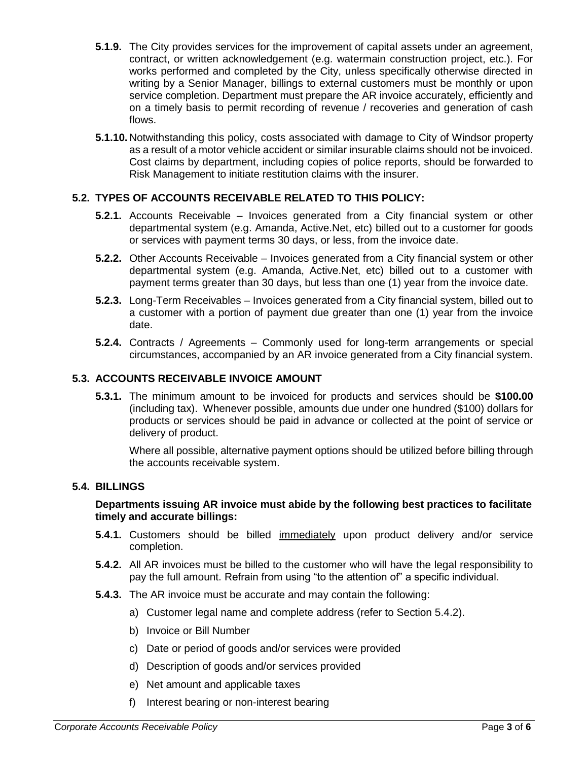**5.1.9.** The City provides services for the improvement of capital assets under an agreement, contract, or written acknowledgement (e.g. watermain construction project, etc.). For works performed and completed by the City, unless specifically otherwise directed in writing by a Senior Manager, billings to external customers must be monthly or upon service completion. Department must prepare the AR invoice accurately, efficiently and on a timely basis to permit recording of revenue / recoveries and generation of cash flows.

**5.1.10.** Notwithstanding this policy, costs associated with damage to City of Windsor property as a result of a motor vehicle accident or similar insurable claims should not be invoiced. Cost claims by department, including copies of police reports, should be forwarded to Risk Management to initiate restitution claims with the insurer.

### 5.2. TYPES OF ACCOUNTS RECEIVABLE RELATED TO THIS POLICY:

**5.2.1.** Accounts Receivable – Invoices generated from a City financial system or other departmental system (e.g. Amanda, Active.Net, etc) billed out to a customer for goods or services with payment terms 30 days, or less, from the invoice date.

**5.2.2.** Other Accounts Receivable – Invoices generated from a City financial system or other departmental system (e.g. Amanda, Active.Net, etc) billed out to a customer with payment terms greater than 30 days, but less than one (1) year from the invoice date.

**5.2.3.** Long-Term Receivables – Invoices generated from a City financial system, billed out to a customer with a portion of payment due greater than one (1) year from the invoice date.

**5.2.4.** Contracts / Agreements – Commonly used for long-term arrangements or special circumstances, accompanied by an AR invoice generated from a City financial system.

### 5.3. ACCOUNTS RECEIVABLE INVOICE AMOUNT

**5.3.1.** The minimum amount to be invoiced for products and services should be **$100.00** (including tax). Whenever possible, amounts due under one hundred ($100) dollars for products or services should be paid in advance or collected at the point of service or delivery of product.

Where all possible, alternative payment options should be utilized before billing through the accounts receivable system.

### 5.4. BILLINGS

**Departments issuing AR invoice must abide by the following best practices to facilitate timely and accurate billings:**

**5.4.1.** Customers should be billed <u>immediately</u> upon product delivery and/or service completion.

**5.4.2.** All AR invoices must be billed to the customer who will have the legal responsibility to pay the full amount. Refrain from using "to the attention of" a specific individual.

**5.4.3.** The AR invoice must be accurate and may contain the following:

a) Customer legal name and complete address (refer to Section 5.4.2).

b) Invoice or Bill Number

c) Date or period of goods and/or services were provided

d) Description of goods and/or services provided

e) Net amount and applicable taxes

f) Interest bearing or non-interest bearing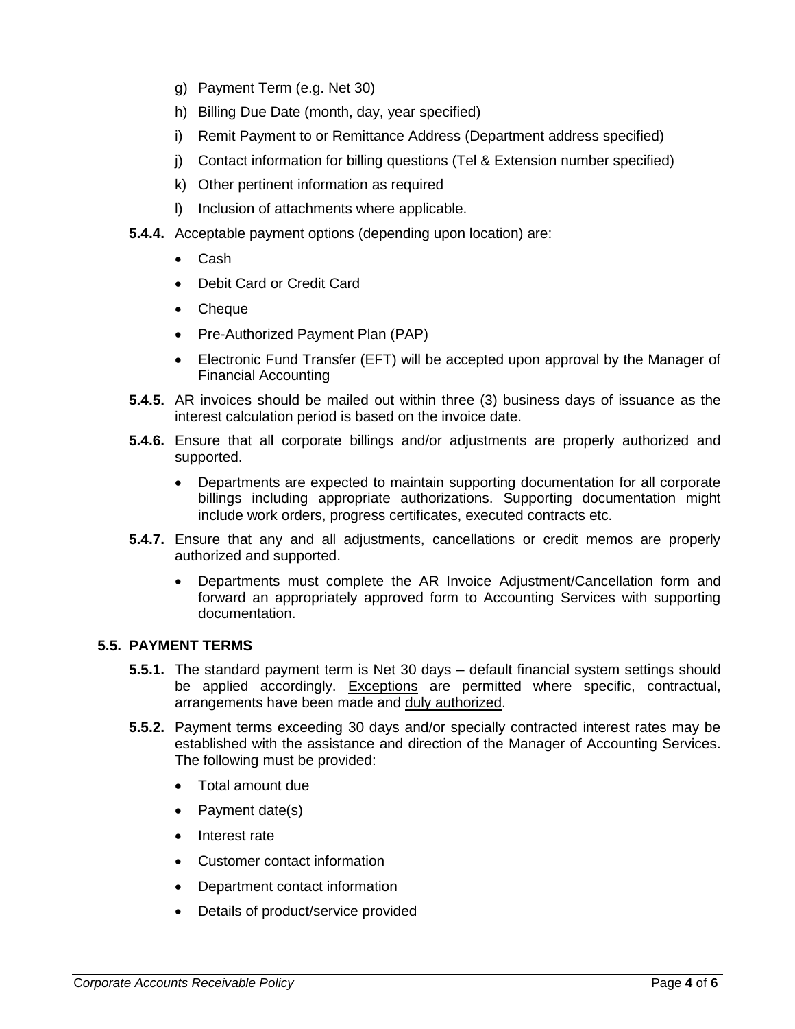g) Payment Term (e.g. Net 30)

h) Billing Due Date (month, day, year specified)

i) Remit Payment to or Remittance Address (Department address specified)

j) Contact information for billing questions (Tel & Extension number specified)

k) Other pertinent information as required

l) Inclusion of attachments where applicable.

**5.4.4.** Acceptable payment options (depending upon location) are:

- Cash
- Debit Card or Credit Card
- Cheque
- Pre-Authorized Payment Plan (PAP)
- Electronic Fund Transfer (EFT) will be accepted upon approval by the Manager of Financial Accounting

**5.4.5.** AR invoices should be mailed out within three (3) business days of issuance as the interest calculation period is based on the invoice date.

**5.4.6.** Ensure that all corporate billings and/or adjustments are properly authorized and supported.

- Departments are expected to maintain supporting documentation for all corporate billings including appropriate authorizations. Supporting documentation might include work orders, progress certificates, executed contracts etc.

**5.4.7.** Ensure that any and all adjustments, cancellations or credit memos are properly authorized and supported.

- Departments must complete the AR Invoice Adjustment/Cancellation form and forward an appropriately approved form to Accounting Services with supporting documentation.

### 5.5. PAYMENT TERMS

**5.5.1.** The standard payment term is Net 30 days – default financial system settings should be applied accordingly. Exceptions are permitted where specific, contractual, arrangements have been made and duly authorized.

**5.5.2.** Payment terms exceeding 30 days and/or specially contracted interest rates may be established with the assistance and direction of the Manager of Accounting Services. The following must be provided:

- Total amount due
- Payment date(s)
- Interest rate
- Customer contact information
- Department contact information
- Details of product/service provided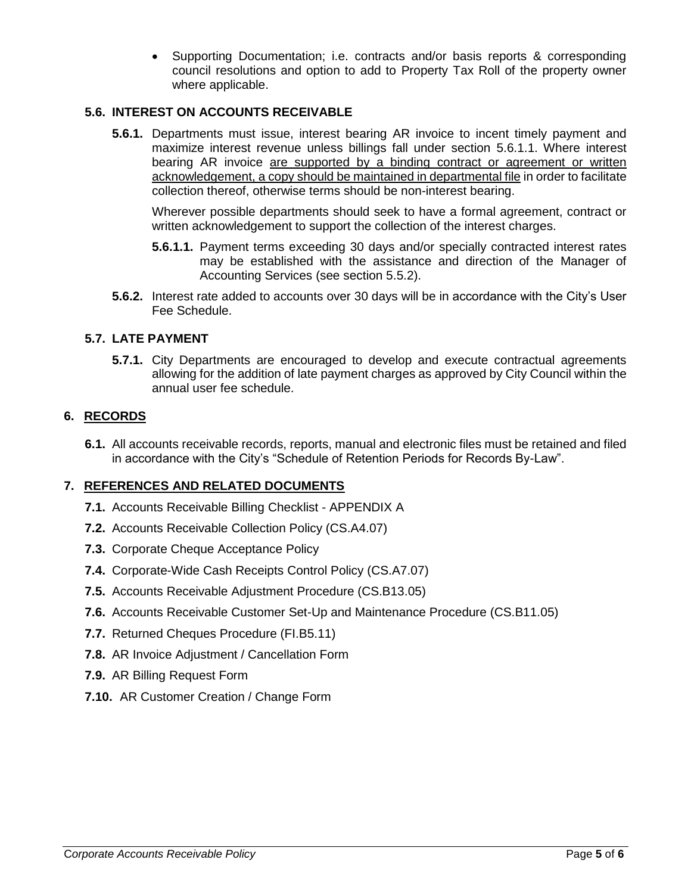- Supporting Documentation; i.e. contracts and/or basis reports & corresponding council resolutions and option to add to Property Tax Roll of the property owner where applicable.

### 5.6. INTEREST ON ACCOUNTS RECEIVABLE

**5.6.1.** Departments must issue, interest bearing AR invoice to incent timely payment and maximize interest revenue unless billings fall under section 5.6.1.1. Where interest bearing AR invoice <u>are supported by a binding contract or agreement or written acknowledgement, a copy should be maintained in departmental file</u> in order to facilitate collection thereof, otherwise terms should be non-interest bearing.

Wherever possible departments should seek to have a formal agreement, contract or written acknowledgement to support the collection of the interest charges.

**5.6.1.1.** Payment terms exceeding 30 days and/or specially contracted interest rates may be established with the assistance and direction of the Manager of Accounting Services (see section 5.5.2).

**5.6.2.** Interest rate added to accounts over 30 days will be in accordance with the City's User Fee Schedule.

### 5.7. LATE PAYMENT

**5.7.1.** City Departments are encouraged to develop and execute contractual agreements allowing for the addition of late payment charges as approved by City Council within the annual user fee schedule.

## 6. RECORDS

**6.1.** All accounts receivable records, reports, manual and electronic files must be retained and filed in accordance with the City's "Schedule of Retention Periods for Records By-Law".

## 7. REFERENCES AND RELATED DOCUMENTS

**7.1.** Accounts Receivable Billing Checklist - APPENDIX A

**7.2.** Accounts Receivable Collection Policy (CS.A4.07)

**7.3.** Corporate Cheque Acceptance Policy

**7.4.** Corporate-Wide Cash Receipts Control Policy (CS.A7.07)

**7.5.** Accounts Receivable Adjustment Procedure (CS.B13.05)

**7.6.** Accounts Receivable Customer Set-Up and Maintenance Procedure (CS.B11.05)

**7.7.** Returned Cheques Procedure (FI.B5.11)

**7.8.** AR Invoice Adjustment / Cancellation Form

**7.9.** AR Billing Request Form

**7.10.** AR Customer Creation / Change Form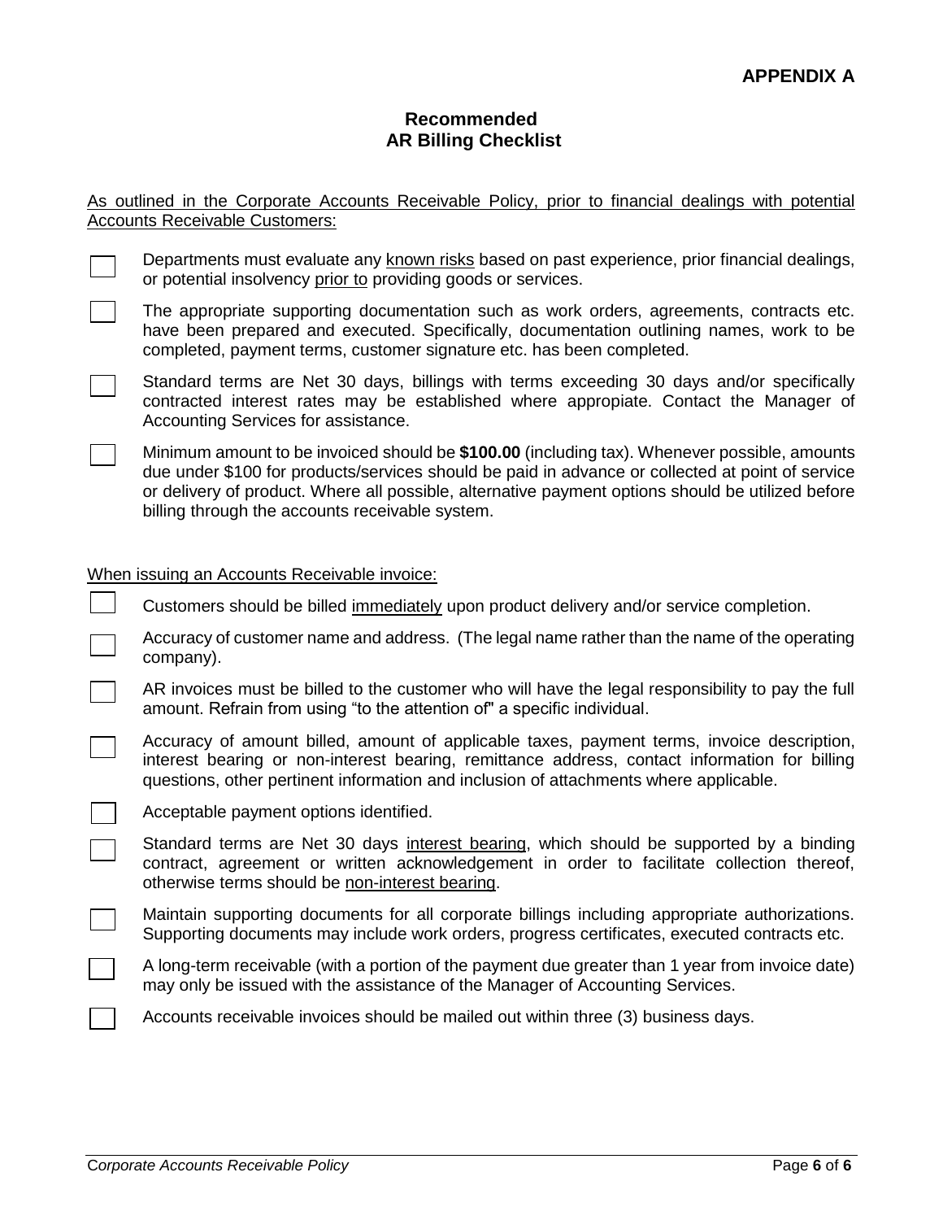**APPENDIX A**

## Recommended
## AR Billing Checklist

<u>As outlined in the Corporate Accounts Receivable Policy, prior to financial dealings with potential Accounts Receivable Customers:</u>

- [ ] Departments must evaluate any <u>known risks</u> based on past experience, prior financial dealings, or potential insolvency <u>prior to</u> providing goods or services.
- [ ] The appropriate supporting documentation such as work orders, agreements, contracts etc. have been prepared and executed. Specifically, documentation outlining names, work to be completed, payment terms, customer signature etc. has been completed.
- [ ] Standard terms are Net 30 days, billings with terms exceeding 30 days and/or specifically contracted interest rates may be established where appropiate. Contact the Manager of Accounting Services for assistance.
- [ ] Minimum amount to be invoiced should be **$100.00** (including tax). Whenever possible, amounts due under $100 for products/services should be paid in advance or collected at point of service or delivery of product. Where all possible, alternative payment options should be utilized before billing through the accounts receivable system.

<u>When issuing an Accounts Receivable invoice:</u>

- [ ] Customers should be billed <u>immediately</u> upon product delivery and/or service completion.
- [ ] Accuracy of customer name and address. (The legal name rather than the name of the operating company).
- [ ] AR invoices must be billed to the customer who will have the legal responsibility to pay the full amount. Refrain from using "to the attention of" a specific individual.
- [ ] Accuracy of amount billed, amount of applicable taxes, payment terms, invoice description, interest bearing or non-interest bearing, remittance address, contact information for billing questions, other pertinent information and inclusion of attachments where applicable.
- [ ] Acceptable payment options identified.
- [ ] Standard terms are Net 30 days <u>interest bearing</u>, which should be supported by a binding contract, agreement or written acknowledgement in order to facilitate collection thereof, otherwise terms should be <u>non-interest bearing</u>.
- [ ] Maintain supporting documents for all corporate billings including appropriate authorizations. Supporting documents may include work orders, progress certificates, executed contracts etc.
- [ ] A long-term receivable (with a portion of the payment due greater than 1 year from invoice date) may only be issued with the assistance of the Manager of Accounting Services.
- [ ] Accounts receivable invoices should be mailed out within three (3) business days.